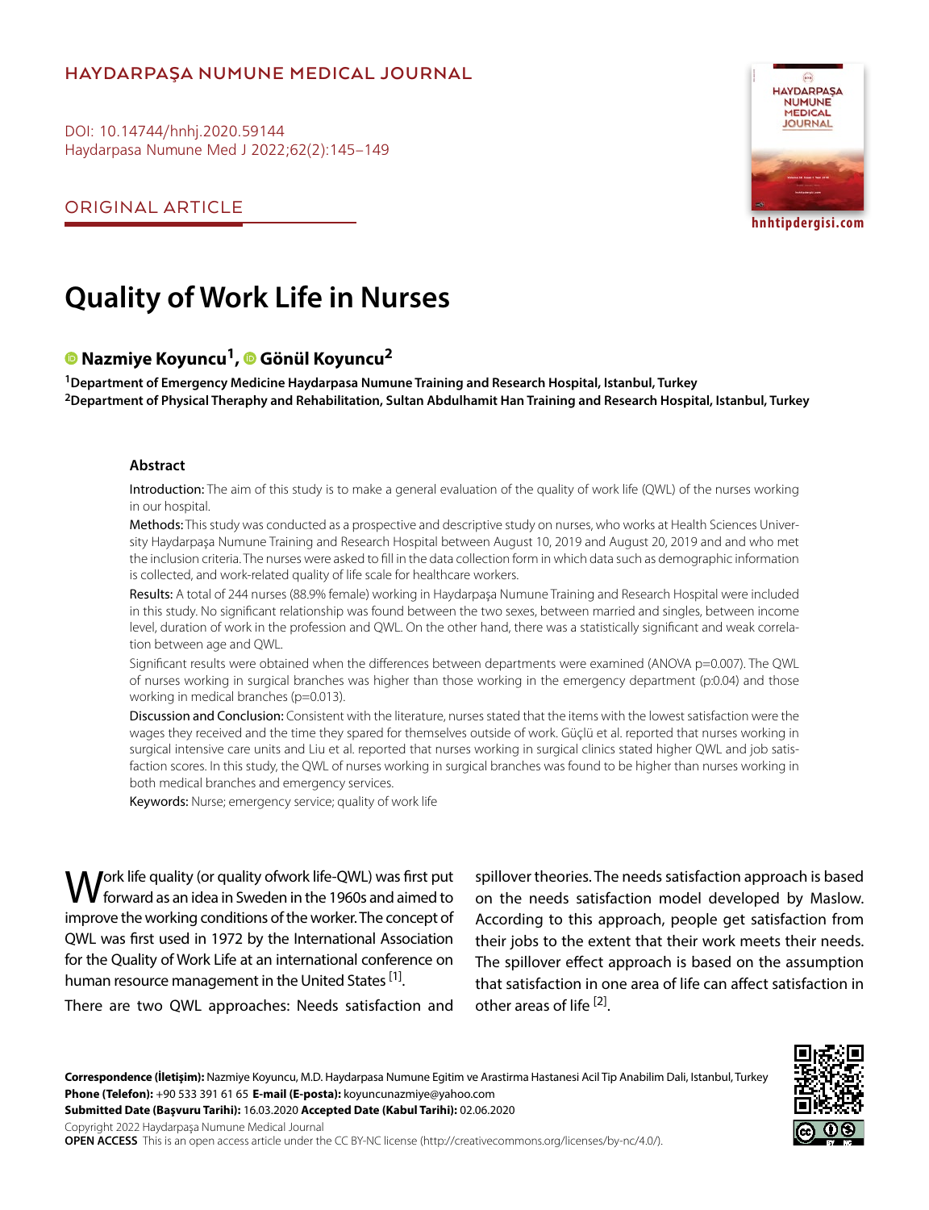HAYDARPAŞA NUMUNE MEDICAL JOURNAL

DOI: 10.14744/hnhj.2020.59144
Haydarpasa Numune Med J 2022;62(2):145–149

ORIGINAL ARTICLE

# Quality of Work Life in Nurses

**Nazmiye Koyuncu[1], Gönül Koyuncu[2]**

[1]Department of Emergency Medicine Haydarpasa Numune Training and Research Hospital, Istanbul, Turkey
[2]Department of Physical Theraphy and Rehabilitation, Sultan Abdulhamit Han Training and Research Hospital, Istanbul, Turkey

## Abstract

**Introduction:** The aim of this study is to make a general evaluation of the quality of work life (QWL) of the nurses working in our hospital.

**Methods:** This study was conducted as a prospective and descriptive study on nurses, who works at Health Sciences University Haydarpaşa Numune Training and Research Hospital between August 10, 2019 and August 20, 2019 and and who met the inclusion criteria. The nurses were asked to fill in the data collection form in which data such as demographic information is collected, and work-related quality of life scale for healthcare workers.

**Results:** A total of 244 nurses (88.9% female) working in Haydarpaşa Numune Training and Research Hospital were included in this study. No significant relationship was found between the two sexes, between married and singles, between income level, duration of work in the profession and QWL. On the other hand, there was a statistically significant and weak correlation between age and QWL.

Significant results were obtained when the differences between departments were examined (ANOVA p=0.007). The QWL of nurses working in surgical branches was higher than those working in the emergency department (p:0.04) and those working in medical branches (p=0.013).

**Discussion and Conclusion:** Consistent with the literature, nurses stated that the items with the lowest satisfaction were the wages they received and the time they spared for themselves outside of work. Güçlü et al. reported that nurses working in surgical intensive care units and Liu et al. reported that nurses working in surgical clinics stated higher QWL and job satisfaction scores. In this study, the QWL of nurses working in surgical branches was found to be higher than nurses working in both medical branches and emergency services.

**Keywords:** Nurse; emergency service; quality of work life

Work life quality (or quality ofwork life-QWL) was first put forward as an idea in Sweden in the 1960s and aimed to improve the working conditions of the worker. The concept of QWL was first used in 1972 by the International Association for the Quality of Work Life at an international conference on human resource management in the United States [1].

There are two QWL approaches: Needs satisfaction and spillover theories. The needs satisfaction approach is based on the needs satisfaction model developed by Maslow. According to this approach, people get satisfaction from their jobs to the extent that their work meets their needs. The spillover effect approach is based on the assumption that satisfaction in one area of life can affect satisfaction in other areas of life [2].

**Correspondence (İletişim):** Nazmiye Koyuncu, M.D. Haydarpasa Numune Egitim ve Arastirma Hastanesi Acil Tip Anabilim Dali, Istanbul, Turkey
**Phone (Telefon):** +90 533 391 61 65 **E-mail (E-posta):** koyuncunazmiye@yahoo.com
**Submitted Date (Başvuru Tarihi):** 16.03.2020 **Accepted Date (Kabul Tarihi):** 02.06.2020
Copyright 2022 Haydarpaşa Numune Medical Journal
**OPEN ACCESS** This is an open access article under the CC BY-NC license (http://creativecommons.org/licenses/by-nc/4.0/).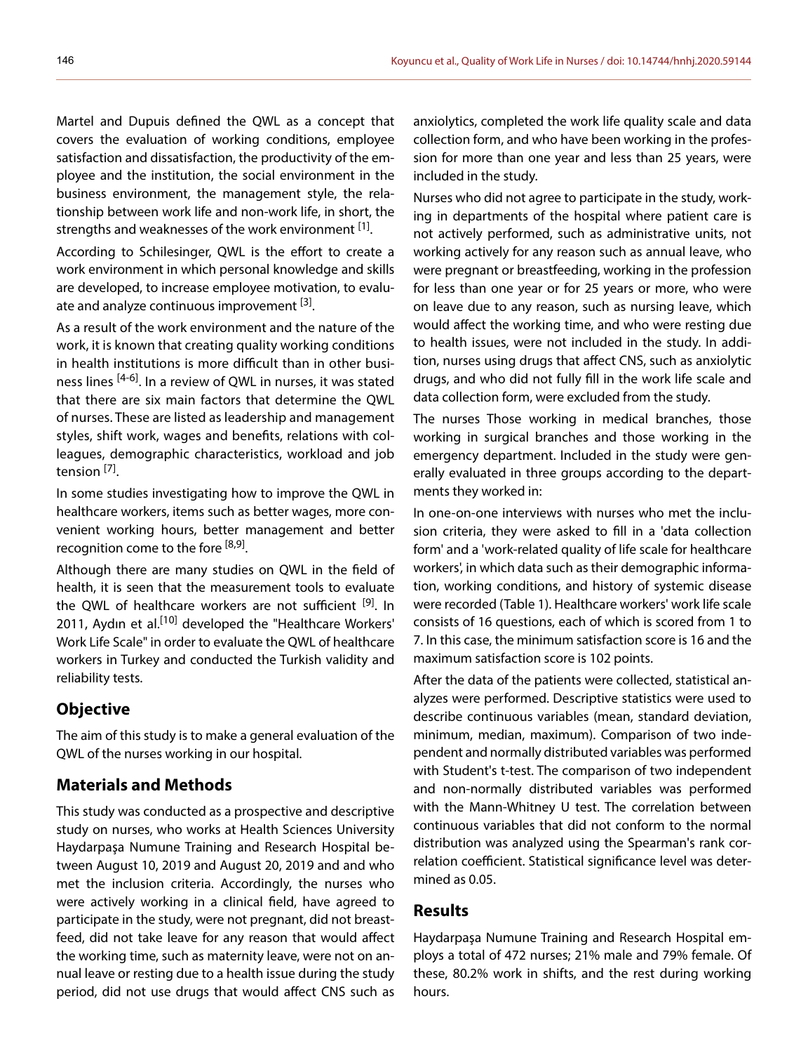Martel and Dupuis defined the QWL as a concept that covers the evaluation of working conditions, employee satisfaction and dissatisfaction, the productivity of the employee and the institution, the social environment in the business environment, the management style, the relationship between work life and non-work life, in short, the strengths and weaknesses of the work environment [1].

According to Schilesinger, QWL is the effort to create a work environment in which personal knowledge and skills are developed, to increase employee motivation, to evaluate and analyze continuous improvement [3].

As a result of the work environment and the nature of the work, it is known that creating quality working conditions in health institutions is more difficult than in other business lines [4-6]. In a review of QWL in nurses, it was stated that there are six main factors that determine the QWL of nurses. These are listed as leadership and management styles, shift work, wages and benefits, relations with colleagues, demographic characteristics, workload and job tension [7].

In some studies investigating how to improve the QWL in healthcare workers, items such as better wages, more convenient working hours, better management and better recognition come to the fore [8,9].

Although there are many studies on QWL in the field of health, it is seen that the measurement tools to evaluate the QWL of healthcare workers are not sufficient [9]. In 2011, Aydın et al.[10] developed the "Healthcare Workers' Work Life Scale" in order to evaluate the QWL of healthcare workers in Turkey and conducted the Turkish validity and reliability tests.

## Objective

The aim of this study is to make a general evaluation of the QWL of the nurses working in our hospital.

## Materials and Methods

This study was conducted as a prospective and descriptive study on nurses, who works at Health Sciences University Haydarpaşa Numune Training and Research Hospital between August 10, 2019 and August 20, 2019 and and who met the inclusion criteria. Accordingly, the nurses who were actively working in a clinical field, have agreed to participate in the study, were not pregnant, did not breastfeed, did not take leave for any reason that would affect the working time, such as maternity leave, were not on annual leave or resting due to a health issue during the study period, did not use drugs that would affect CNS such as anxiolytics, completed the work life quality scale and data collection form, and who have been working in the profession for more than one year and less than 25 years, were included in the study.

Nurses who did not agree to participate in the study, working in departments of the hospital where patient care is not actively performed, such as administrative units, not working actively for any reason such as annual leave, who were pregnant or breastfeeding, working in the profession for less than one year or for 25 years or more, who were on leave due to any reason, such as nursing leave, which would affect the working time, and who were resting due to health issues, were not included in the study. In addition, nurses using drugs that affect CNS, such as anxiolytic drugs, and who did not fully fill in the work life scale and data collection form, were excluded from the study.

The nurses Those working in medical branches, those working in surgical branches and those working in the emergency department. Included in the study were generally evaluated in three groups according to the departments they worked in:

In one-on-one interviews with nurses who met the inclusion criteria, they were asked to fill in a 'data collection form' and a 'work-related quality of life scale for healthcare workers', in which data such as their demographic information, working conditions, and history of systemic disease were recorded (Table 1). Healthcare workers' work life scale consists of 16 questions, each of which is scored from 1 to 7. In this case, the minimum satisfaction score is 16 and the maximum satisfaction score is 102 points.

After the data of the patients were collected, statistical analyzes were performed. Descriptive statistics were used to describe continuous variables (mean, standard deviation, minimum, median, maximum). Comparison of two independent and normally distributed variables was performed with Student's t-test. The comparison of two independent and non-normally distributed variables was performed with the Mann-Whitney U test. The correlation between continuous variables that did not conform to the normal distribution was analyzed using the Spearman's rank correlation coefficient. Statistical significance level was determined as 0.05.

## Results

Haydarpaşa Numune Training and Research Hospital employs a total of 472 nurses; 21% male and 79% female. Of these, 80.2% work in shifts, and the rest during working hours.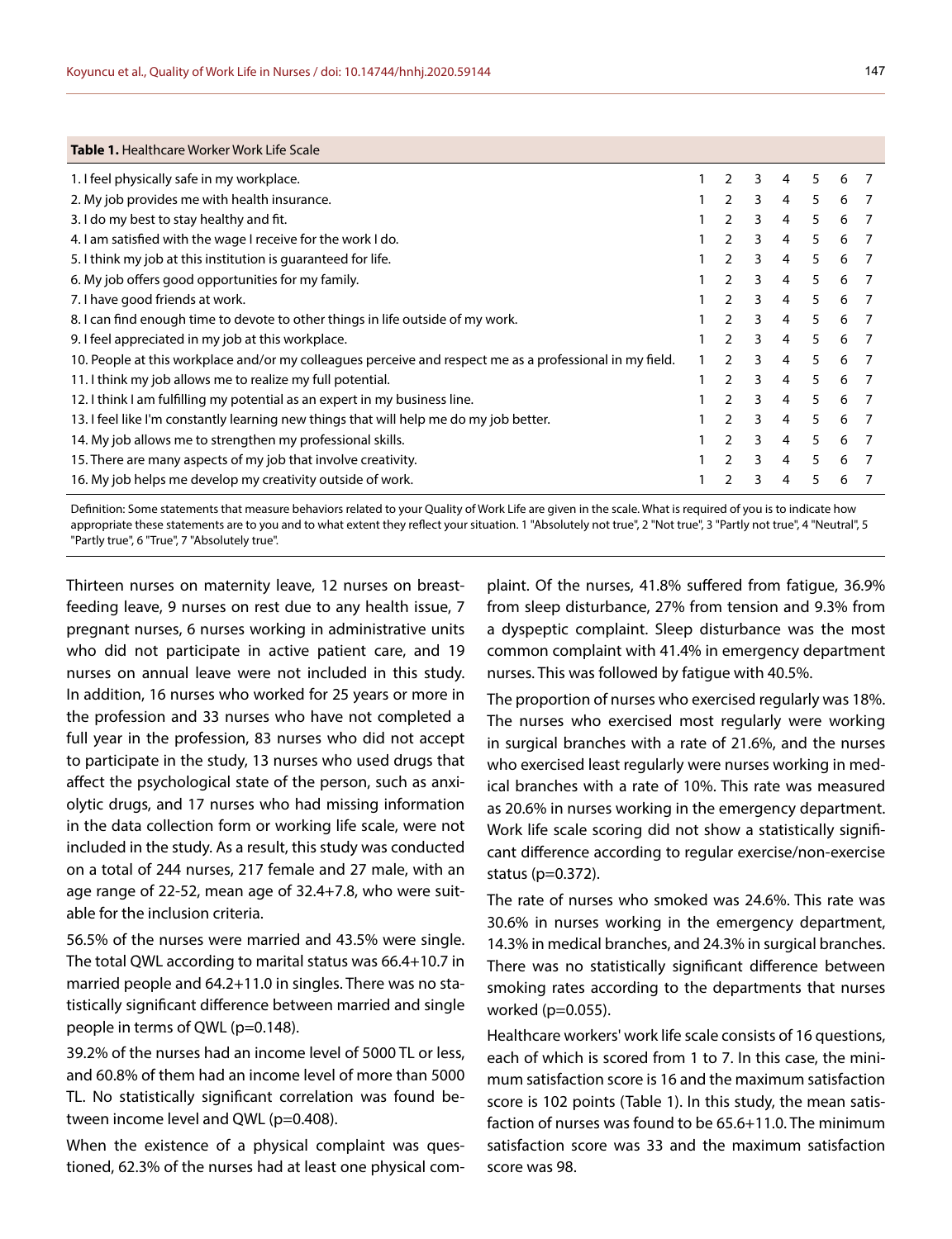**Table 1.** Healthcare Worker Work Life Scale

| | | | | | | | |
|---|---|---|---|---|---|---|---|
| 1. I feel physically safe in my workplace. | 1 | 2 | 3 | 4 | 5 | 6 | 7 |
| 2. My job provides me with health insurance. | 1 | 2 | 3 | 4 | 5 | 6 | 7 |
| 3. I do my best to stay healthy and fit. | 1 | 2 | 3 | 4 | 5 | 6 | 7 |
| 4. I am satisfied with the wage I receive for the work I do. | 1 | 2 | 3 | 4 | 5 | 6 | 7 |
| 5. I think my job at this institution is guaranteed for life. | 1 | 2 | 3 | 4 | 5 | 6 | 7 |
| 6. My job offers good opportunities for my family. | 1 | 2 | 3 | 4 | 5 | 6 | 7 |
| 7. I have good friends at work. | 1 | 2 | 3 | 4 | 5 | 6 | 7 |
| 8. I can find enough time to devote to other things in life outside of my work. | 1 | 2 | 3 | 4 | 5 | 6 | 7 |
| 9. I feel appreciated in my job at this workplace. | 1 | 2 | 3 | 4 | 5 | 6 | 7 |
| 10. People at this workplace and/or my colleagues perceive and respect me as a professional in my field. | 1 | 2 | 3 | 4 | 5 | 6 | 7 |
| 11. I think my job allows me to realize my full potential. | 1 | 2 | 3 | 4 | 5 | 6 | 7 |
| 12. I think I am fulfilling my potential as an expert in my business line. | 1 | 2 | 3 | 4 | 5 | 6 | 7 |
| 13. I feel like I'm constantly learning new things that will help me do my job better. | 1 | 2 | 3 | 4 | 5 | 6 | 7 |
| 14. My job allows me to strengthen my professional skills. | 1 | 2 | 3 | 4 | 5 | 6 | 7 |
| 15. There are many aspects of my job that involve creativity. | 1 | 2 | 3 | 4 | 5 | 6 | 7 |
| 16. My job helps me develop my creativity outside of work. | 1 | 2 | 3 | 4 | 5 | 6 | 7 |

Definition: Some statements that measure behaviors related to your Quality of Work Life are given in the scale. What is required of you is to indicate how appropriate these statements are to you and to what extent they reflect your situation. 1 "Absolutely not true", 2 "Not true", 3 "Partly not true", 4 "Neutral", 5 "Partly true", 6 "True", 7 "Absolutely true".

Thirteen nurses on maternity leave, 12 nurses on breastfeeding leave, 9 nurses on rest due to any health issue, 7 pregnant nurses, 6 nurses working in administrative units who did not participate in active patient care, and 19 nurses on annual leave were not included in this study. In addition, 16 nurses who worked for 25 years or more in the profession and 33 nurses who have not completed a full year in the profession, 83 nurses who did not accept to participate in the study, 13 nurses who used drugs that affect the psychological state of the person, such as anxiolytic drugs, and 17 nurses who had missing information in the data collection form or working life scale, were not included in the study. As a result, this study was conducted on a total of 244 nurses, 217 female and 27 male, with an age range of 22-52, mean age of 32.4+7.8, who were suitable for the inclusion criteria.

56.5% of the nurses were married and 43.5% were single. The total QWL according to marital status was 66.4+10.7 in married people and 64.2+11.0 in singles. There was no statistically significant difference between married and single people in terms of QWL ($p=0.148$).

39.2% of the nurses had an income level of 5000 TL or less, and 60.8% of them had an income level of more than 5000 TL. No statistically significant correlation was found between income level and QWL ($p=0.408$).

When the existence of a physical complaint was questioned, 62.3% of the nurses had at least one physical complaint. Of the nurses, 41.8% suffered from fatigue, 36.9% from sleep disturbance, 27% from tension and 9.3% from a dyspeptic complaint. Sleep disturbance was the most common complaint with 41.4% in emergency department nurses. This was followed by fatigue with 40.5%.

The proportion of nurses who exercised regularly was 18%. The nurses who exercised most regularly were working in surgical branches with a rate of 21.6%, and the nurses who exercised least regularly were nurses working in medical branches with a rate of 10%. This rate was measured as 20.6% in nurses working in the emergency department. Work life scale scoring did not show a statistically significant difference according to regular exercise/non-exercise status ($p=0.372$).

The rate of nurses who smoked was 24.6%. This rate was 30.6% in nurses working in the emergency department, 14.3% in medical branches, and 24.3% in surgical branches. There was no statistically significant difference between smoking rates according to the departments that nurses worked ($p=0.055$).

Healthcare workers' work life scale consists of 16 questions, each of which is scored from 1 to 7. In this case, the minimum satisfaction score is 16 and the maximum satisfaction score is 102 points (Table 1). In this study, the mean satisfaction of nurses was found to be 65.6+11.0. The minimum satisfaction score was 33 and the maximum satisfaction score was 98.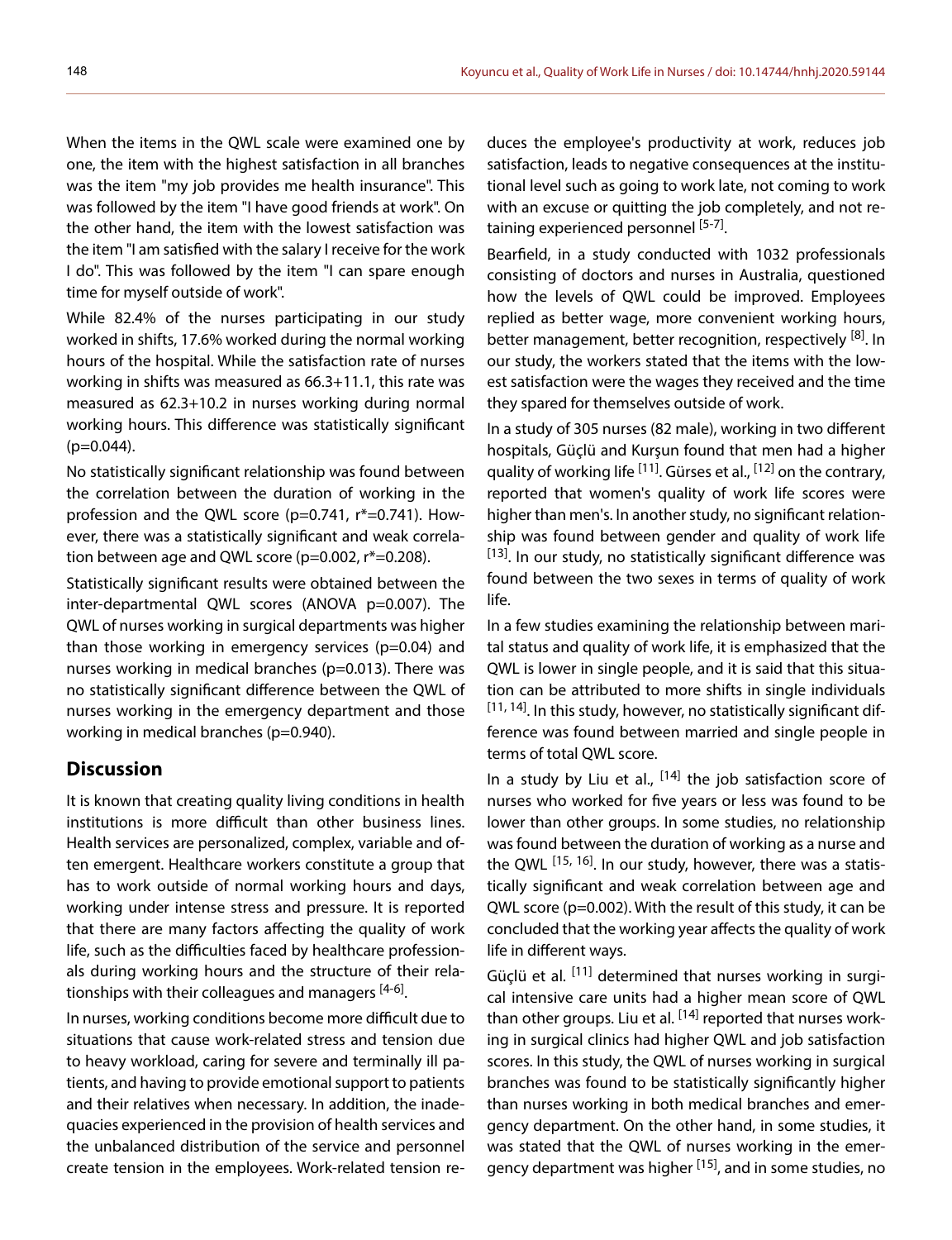When the items in the QWL scale were examined one by one, the item with the highest satisfaction in all branches was the item "my job provides me health insurance". This was followed by the item "I have good friends at work". On the other hand, the item with the lowest satisfaction was the item "I am satisfied with the salary I receive for the work I do". This was followed by the item "I can spare enough time for myself outside of work".

While 82.4% of the nurses participating in our study worked in shifts, 17.6% worked during the normal working hours of the hospital. While the satisfaction rate of nurses working in shifts was measured as 66.3+11.1, this rate was measured as 62.3+10.2 in nurses working during normal working hours. This difference was statistically significant ($p=0.044$).

No statistically significant relationship was found between the correlation between the duration of working in the profession and the QWL score ($p=0.741$, $r^*=0.741$). However, there was a statistically significant and weak correlation between age and QWL score ($p=0.002$, $r^*=0.208$).

Statistically significant results were obtained between the inter-departmental QWL scores (ANOVA $p=0.007$). The QWL of nurses working in surgical departments was higher than those working in emergency services ($p=0.04$) and nurses working in medical branches ($p=0.013$). There was no statistically significant difference between the QWL of nurses working in the emergency department and those working in medical branches ($p=0.940$).

## Discussion

It is known that creating quality living conditions in health institutions is more difficult than other business lines. Health services are personalized, complex, variable and often emergent. Healthcare workers constitute a group that has to work outside of normal working hours and days, working under intense stress and pressure. It is reported that there are many factors affecting the quality of work life, such as the difficulties faced by healthcare professionals during working hours and the structure of their relationships with their colleagues and managers [4-6].

In nurses, working conditions become more difficult due to situations that cause work-related stress and tension due to heavy workload, caring for severe and terminally ill patients, and having to provide emotional support to patients and their relatives when necessary. In addition, the inadequacies experienced in the provision of health services and the unbalanced distribution of the service and personnel create tension in the employees. Work-related tension reduces the employee's productivity at work, reduces job satisfaction, leads to negative consequences at the institutional level such as going to work late, not coming to work with an excuse or quitting the job completely, and not retaining experienced personnel [5-7].

Bearfield, in a study conducted with 1032 professionals consisting of doctors and nurses in Australia, questioned how the levels of QWL could be improved. Employees replied as better wage, more convenient working hours, better management, better recognition, respectively [8]. In our study, the workers stated that the items with the lowest satisfaction were the wages they received and the time they spared for themselves outside of work.

In a study of 305 nurses (82 male), working in two different hospitals, Güçlü and Kurşun found that men had a higher quality of working life [11]. Gürses et al., [12] on the contrary, reported that women's quality of work life scores were higher than men's. In another study, no significant relationship was found between gender and quality of work life [13]. In our study, no statistically significant difference was found between the two sexes in terms of quality of work life.

In a few studies examining the relationship between marital status and quality of work life, it is emphasized that the QWL is lower in single people, and it is said that this situation can be attributed to more shifts in single individuals [11, 14]. In this study, however, no statistically significant difference was found between married and single people in terms of total QWL score.

In a study by Liu et al., [14] the job satisfaction score of nurses who worked for five years or less was found to be lower than other groups. In some studies, no relationship was found between the duration of working as a nurse and the QWL [15, 16]. In our study, however, there was a statistically significant and weak correlation between age and QWL score ($p=0.002$). With the result of this study, it can be concluded that the working year affects the quality of work life in different ways.

Güçlü et al. [11] determined that nurses working in surgical intensive care units had a higher mean score of QWL than other groups. Liu et al. [14] reported that nurses working in surgical clinics had higher QWL and job satisfaction scores. In this study, the QWL of nurses working in surgical branches was found to be statistically significantly higher than nurses working in both medical branches and emergency department. On the other hand, in some studies, it was stated that the QWL of nurses working in the emergency department was higher [15], and in some studies, no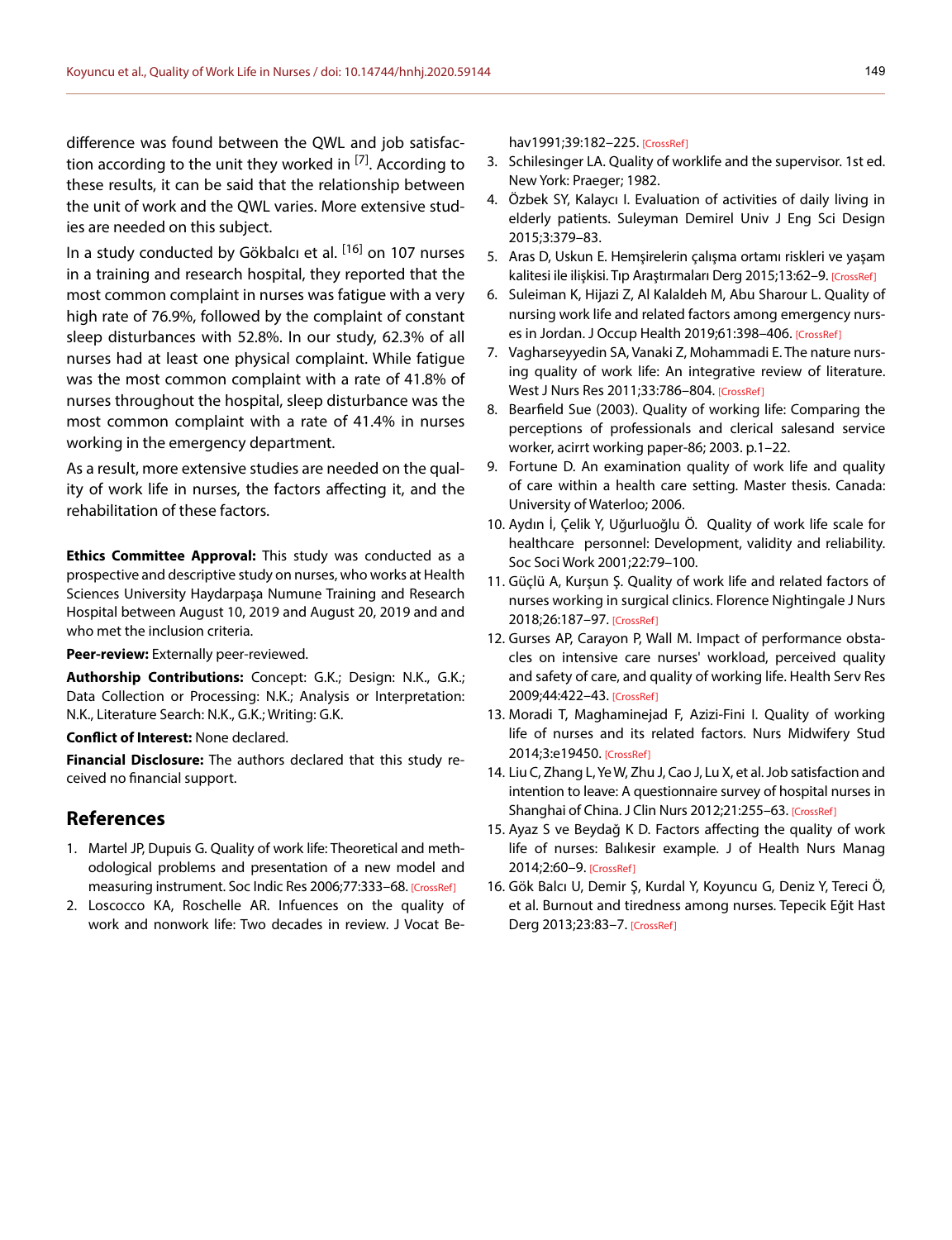difference was found between the QWL and job satisfaction according to the unit they worked in [7]. According to these results, it can be said that the relationship between the unit of work and the QWL varies. More extensive studies are needed on this subject.

In a study conducted by Gökbalcı et al. [16] on 107 nurses in a training and research hospital, they reported that the most common complaint in nurses was fatigue with a very high rate of 76.9%, followed by the complaint of constant sleep disturbances with 52.8%. In our study, 62.3% of all nurses had at least one physical complaint. While fatigue was the most common complaint with a rate of 41.8% of nurses throughout the hospital, sleep disturbance was the most common complaint with a rate of 41.4% in nurses working in the emergency department.

As a result, more extensive studies are needed on the quality of work life in nurses, the factors affecting it, and the rehabilitation of these factors.

**Ethics Committee Approval:** This study was conducted as a prospective and descriptive study on nurses, who works at Health Sciences University Haydarpaşa Numune Training and Research Hospital between August 10, 2019 and August 20, 2019 and and who met the inclusion criteria.

**Peer-review:** Externally peer-reviewed.

**Authorship Contributions:** Concept: G.K.; Design: N.K., G.K.; Data Collection or Processing: N.K.; Analysis or Interpretation: N.K., Literature Search: N.K., G.K.; Writing: G.K.

**Conflict of Interest:** None declared.

**Financial Disclosure:** The authors declared that this study received no financial support.

## References

1. Martel JP, Dupuis G. Quality of work life: Theoretical and methodological problems and presentation of a new model and measuring instrument. Soc Indic Res 2006;77:333–68. [CrossRef]
2. Loscocco KA, Roschelle AR. Infuences on the quality of work and nonwork life: Two decades in review. J Vocat Behav1991;39:182–225. [CrossRef]
3. Schilesinger LA. Quality of worklife and the supervisor. 1st ed. New York: Praeger; 1982.
4. Özbek SY, Kalaycı I. Evaluation of activities of daily living in elderly patients. Suleyman Demirel Univ J Eng Sci Design 2015;3:379–83.
5. Aras D, Uskun E. Hemşirelerin çalışma ortamı riskleri ve yaşam kalitesi ile ilişkisi. Tıp Araştırmaları Derg 2015;13:62–9. [CrossRef]
6. Suleiman K, Hijazi Z, Al Kalaldeh M, Abu Sharour L. Quality of nursing work life and related factors among emergency nurses in Jordan. J Occup Health 2019;61:398–406. [CrossRef]
7. Vagharseyyedin SA, Vanaki Z, Mohammadi E. The nature nursing quality of work life: An integrative review of literature. West J Nurs Res 2011;33:786–804. [CrossRef]
8. Bearfield Sue (2003). Quality of working life: Comparing the perceptions of professionals and clerical salesand service worker, acirrt working paper-86; 2003. p.1–22.
9. Fortune D. An examination quality of work life and quality of care within a health care setting. Master thesis. Canada: University of Waterloo; 2006.
10. Aydın İ, Çelik Y, Uğurluoğlu Ö. Quality of work life scale for healthcare personnel: Development, validity and reliability. Soc Soci Work 2001;22:79–100.
11. Güçlü A, Kurşun Ş. Quality of work life and related factors of nurses working in surgical clinics. Florence Nightingale J Nurs 2018;26:187–97. [CrossRef]
12. Gurses AP, Carayon P, Wall M. Impact of performance obstacles on intensive care nurses' workload, perceived quality and safety of care, and quality of working life. Health Serv Res 2009;44:422–43. [CrossRef]
13. Moradi T, Maghaminejad F, Azizi-Fini I. Quality of working life of nurses and its related factors. Nurs Midwifery Stud 2014;3:e19450. [CrossRef]
14. Liu C, Zhang L, Ye W, Zhu J, Cao J, Lu X, et al. Job satisfaction and intention to leave: A questionnaire survey of hospital nurses in Shanghai of China. J Clin Nurs 2012;21:255–63. [CrossRef]
15. Ayaz S ve Beydağ K D. Factors affecting the quality of work life of nurses: Balıkesir example. J of Health Nurs Manag 2014;2:60–9. [CrossRef]
16. Gök Balcı U, Demir Ş, Kurdal Y, Koyuncu G, Deniz Y, Tereci Ö, et al. Burnout and tiredness among nurses. Tepecik Eğit Hast Derg 2013;23:83–7. [CrossRef]